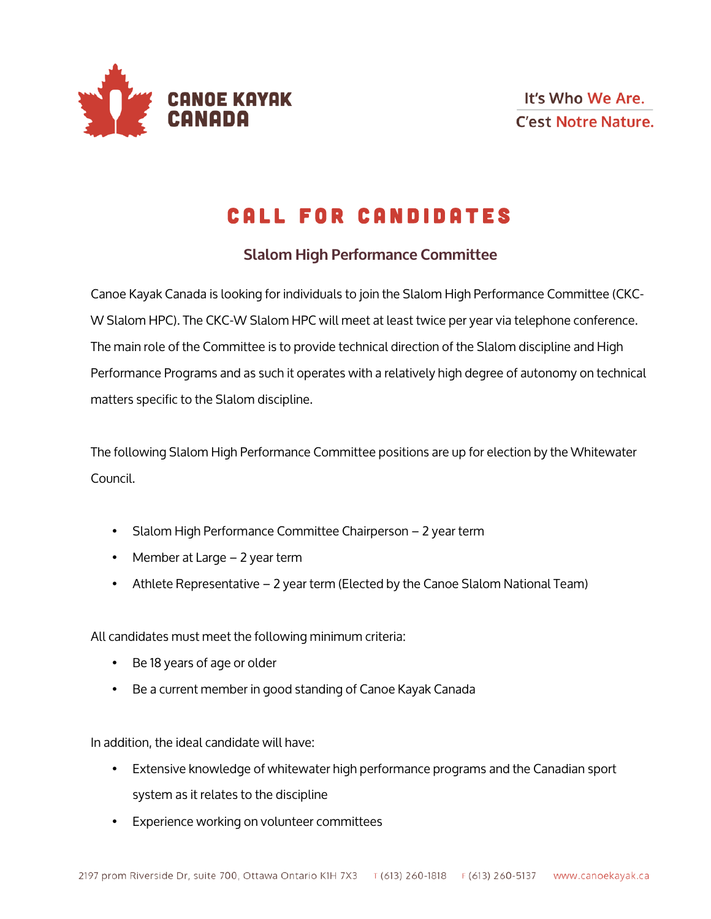CANOE KAYAK CANADA

It's Who We Are.
C'est Notre Nature.

# CALL FOR CANDIDATES

## Slalom High Performance Committee

Canoe Kayak Canada is looking for individuals to join the Slalom High Performance Committee (CKC-W Slalom HPC). The CKC-W Slalom HPC will meet at least twice per year via telephone conference. The main role of the Committee is to provide technical direction of the Slalom discipline and High Performance Programs and as such it operates with a relatively high degree of autonomy on technical matters specific to the Slalom discipline.

The following Slalom High Performance Committee positions are up for election by the Whitewater Council.

- Slalom High Performance Committee Chairperson – 2 year term
- Member at Large – 2 year term
- Athlete Representative – 2 year term (Elected by the Canoe Slalom National Team)

All candidates must meet the following minimum criteria:

- Be 18 years of age or older
- Be a current member in good standing of Canoe Kayak Canada

In addition, the ideal candidate will have:

- Extensive knowledge of whitewater high performance programs and the Canadian sport system as it relates to the discipline
- Experience working on volunteer committees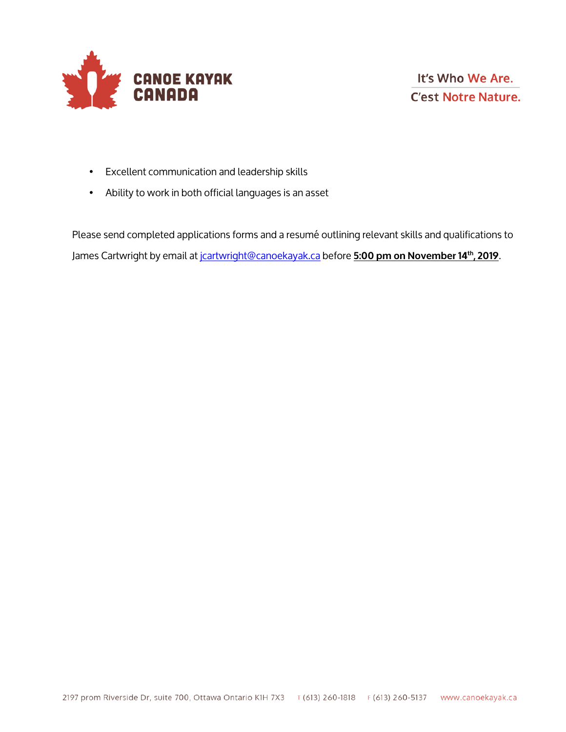- Excellent communication and leadership skills
- Ability to work in both official languages is an asset

Please send completed applications forms and a resumé outlining relevant skills and qualifications to James Cartwright by email at jcartwright@canoekayak.ca before **5:00 pm on November 14th, 2019**.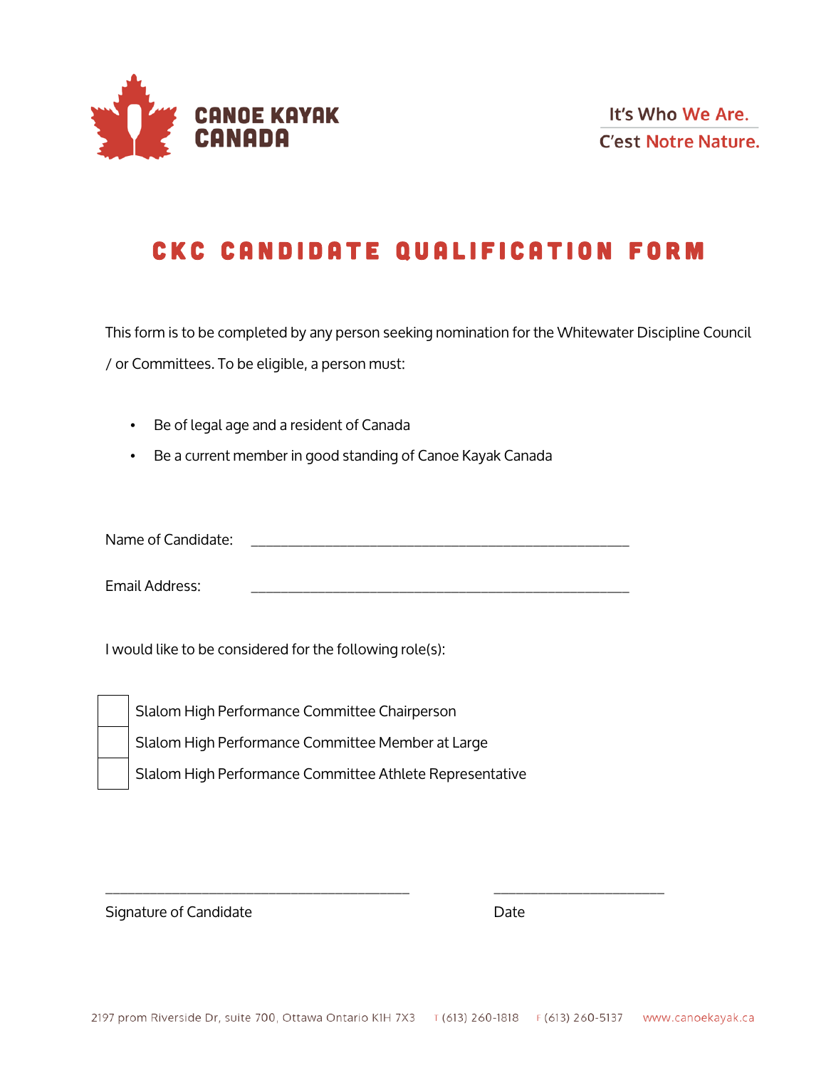CANOE KAYAK CANADA

It's Who We Are.
C'est Notre Nature.

# CKC CANDIDATE QUALIFICATION FORM

This form is to be completed by any person seeking nomination for the Whitewater Discipline Council / or Committees. To be eligible, a person must:

- Be of legal age and a resident of Canada
- Be a current member in good standing of Canoe Kayak Canada

Name of Candidate: ___________________________________________

Email Address: ___________________________________________

I would like to be considered for the following role(s):

☐ Slalom High Performance Committee Chairperson
☐ Slalom High Performance Committee Member at Large
☐ Slalom High Performance Committee Athlete Representative

___________________________________ ____________________

Signature of Candidate Date

2197 prom Riverside Dr, suite 700, Ottawa Ontario K1H 7X3 T (613) 260-1818 F (613) 260-5137 www.canoekayak.ca